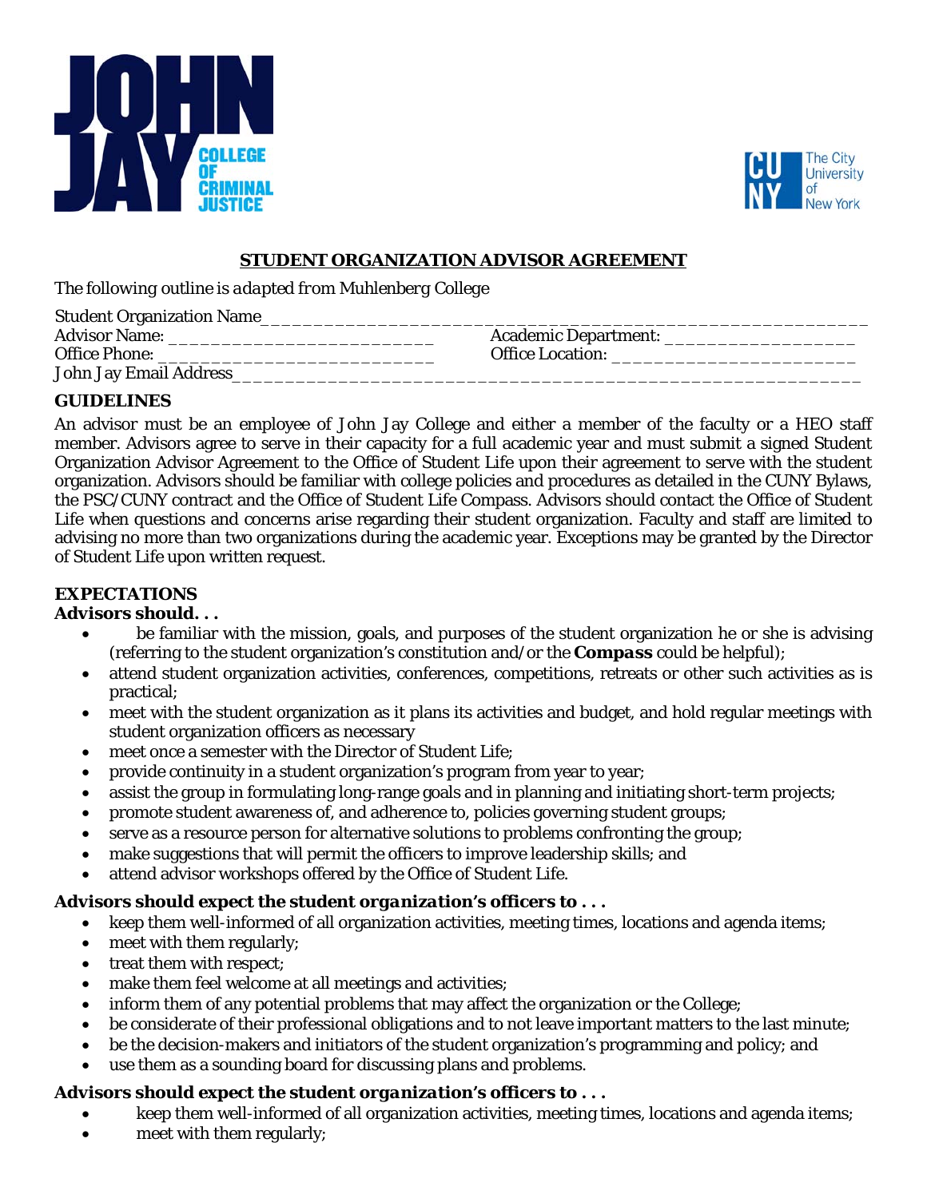## STUDENT ORGANIZATION ADVISOR AGREEMENT

*The following outline is adapted from Muhlenberg College*

Student Organization Name_______________________________________________________

Advisor Name: _________________________ Academic Department: __________________

Office Phone: _________________________ Office Location: _______________________

John Jay Email Address___________________________________________________________

### GUIDELINES

An advisor must be an employee of John Jay College and either a member of the faculty or a HEO staff member. Advisors agree to serve in their capacity for a full academic year and must submit a signed Student Organization Advisor Agreement to the Office of Student Life upon their agreement to serve with the student organization. Advisors should be familiar with college policies and procedures as detailed in the CUNY Bylaws, the PSC/CUNY contract and the Office of Student Life Compass. Advisors should contact the Office of Student Life when questions and concerns arise regarding their student organization. Faculty and staff are limited to advising no more than two organizations during the academic year. Exceptions may be granted by the Director of Student Life upon written request.

### EXPECTATIONS

***Advisors should. . .***

- be familiar with the mission, goals, and purposes of the student organization he or she is advising (referring to the student organization's constitution and/or the ***Compass*** could be helpful);
- attend student organization activities, conferences, competitions, retreats or other such activities as is practical;
- meet with the student organization as it plans its activities and budget, and hold regular meetings with student organization officers as necessary
- meet once a semester with the Director of Student Life;
- provide continuity in a student organization's program from year to year;
- assist the group in formulating long-range goals and in planning and initiating short-term projects;
- promote student awareness of, and adherence to, policies governing student groups;
- serve as a resource person for alternative solutions to problems confronting the group;
- make suggestions that will permit the officers to improve leadership skills; and
- attend advisor workshops offered by the Office of Student Life.

***Advisors should expect the student organization's officers to . . .***

- keep them well-informed of all organization activities, meeting times, locations and agenda items;
- meet with them regularly;
- treat them with respect;
- make them feel welcome at all meetings and activities;
- inform them of any potential problems that may affect the organization or the College;
- be considerate of their professional obligations and to not leave important matters to the last minute;
- be the decision-makers and initiators of the student organization's programming and policy; and
- use them as a sounding board for discussing plans and problems.

***Advisors should expect the student organization's officers to . . .***

- keep them well-informed of all organization activities, meeting times, locations and agenda items;
- meet with them regularly;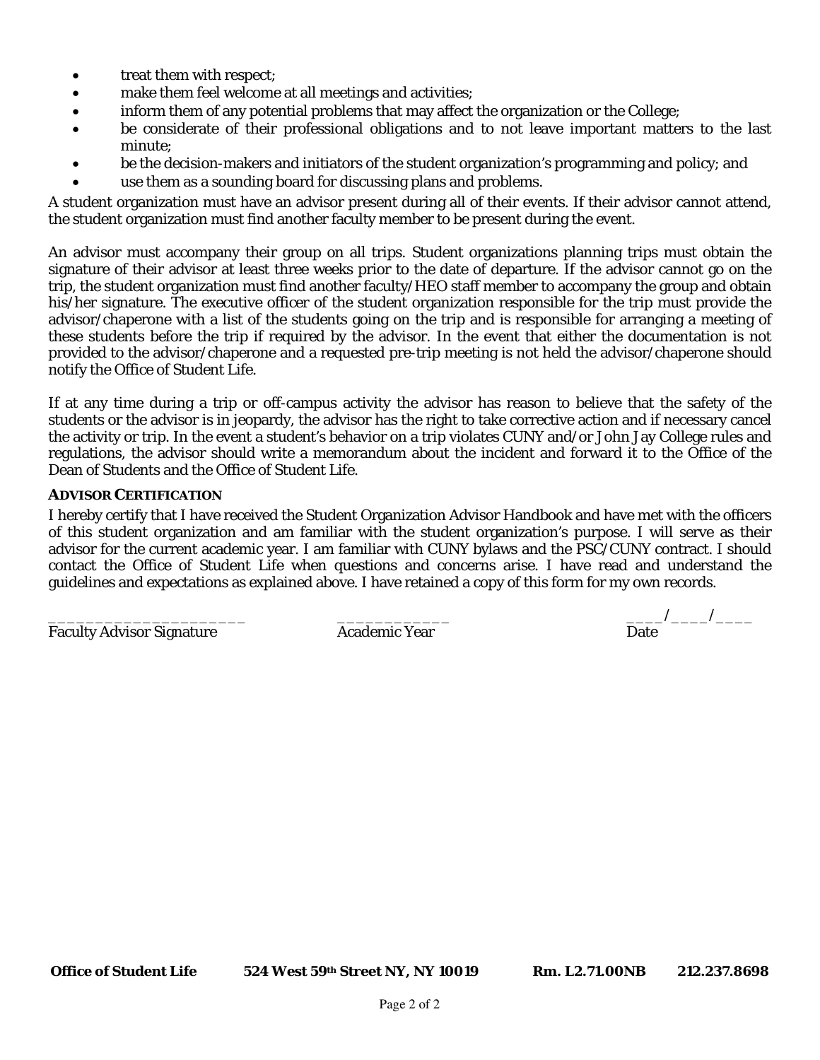- treat them with respect;
- make them feel welcome at all meetings and activities;
- inform them of any potential problems that may affect the organization or the College;
- be considerate of their professional obligations and to not leave important matters to the last minute;
- be the decision-makers and initiators of the student organization's programming and policy; and
- use them as a sounding board for discussing plans and problems.

A student organization must have an advisor present during all of their events. If their advisor cannot attend, the student organization must find another faculty member to be present during the event.

An advisor must accompany their group on all trips. Student organizations planning trips must obtain the signature of their advisor at least three weeks prior to the date of departure. If the advisor cannot go on the trip, the student organization must find another faculty/HEO staff member to accompany the group and obtain his/her signature. The executive officer of the student organization responsible for the trip must provide the advisor/chaperone with a list of the students going on the trip and is responsible for arranging a meeting of these students before the trip if required by the advisor. In the event that either the documentation is not provided to the advisor/chaperone and a requested pre-trip meeting is not held the advisor/chaperone should notify the Office of Student Life.

If at any time during a trip or off-campus activity the advisor has reason to believe that the safety of the students or the advisor is in jeopardy, the advisor has the right to take corrective action and if necessary cancel the activity or trip. In the event a student's behavior on a trip violates CUNY and/or John Jay College rules and regulations, the advisor should write a memorandum about the incident and forward it to the Office of the Dean of Students and the Office of Student Life.

**ADVISOR CERTIFICATION**

I hereby certify that I have received the Student Organization Advisor Handbook and have met with the officers of this student organization and am familiar with the student organization's purpose. I will serve as their advisor for the current academic year. I am familiar with CUNY bylaws and the PSC/CUNY contract. I should contact the Office of Student Life when questions and concerns arise. I have read and understand the guidelines and expectations as explained above. I have retained a copy of this form for my own records.

______________________ ____________ ____/____/____
Faculty Advisor Signature Academic Year Date

**Office of Student Life 524 West 59th Street NY, NY 10019 Rm. L2.71.00NB 212.237.8698**